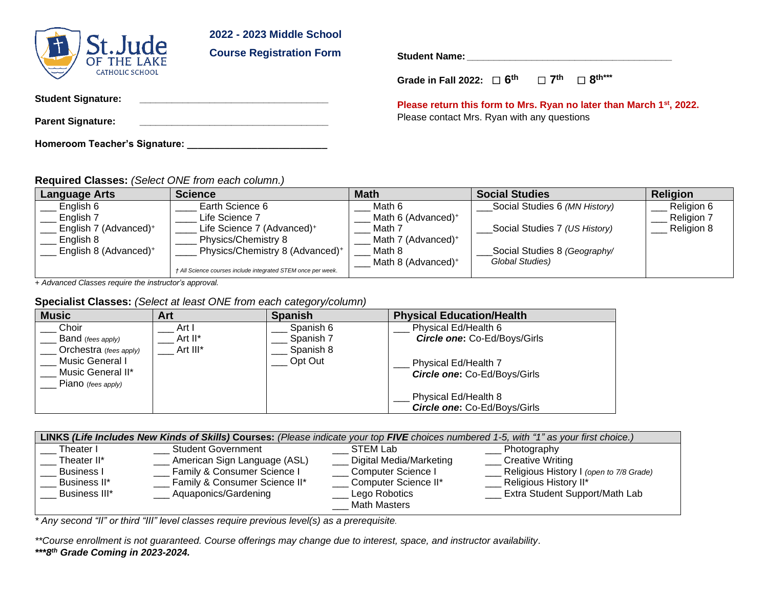St. Jude OF THE LAKE CATHOLIC SCHOOL

**2022 - 2023 Middle School**

**Course Registration Form**

**Student Name:** ________________________________________

**Grade in Fall 2022:** ☐ **6th** ☐ **7th** ☐ **8th*****

**Student Signature:** ___________________________________

**Parent Signature:** ___________________________________

**Homeroom Teacher's Signature:** _________________________

**Please return this form to Mrs. Ryan no later than March 1st, 2022.**
Please contact Mrs. Ryan with any questions

**Required Classes:** *(Select ONE from each column.)*

| Language Arts | Science | Math | Social Studies | Religion |
|---|---|---|---|---|
| ___ English 6 | ____ Earth Science 6 | ___ Math 6 | ___Social Studies 6 *(MN History)* | ___ Religion 6 |
| ___ English 7 | ____ Life Science 7 | ___ Math 6 (Advanced)+ | ___Social Studies 7 *(US History)* | ___ Religion 7 |
| ___ English 7 (Advanced)+ | ____ Life Science 7 (Advanced)+ | ___ Math 7 | ___Social Studies 8 *(Geography/ Global Studies)* | ___ Religion 8 |
| ___ English 8 | ____ Physics/Chemistry 8 | ___ Math 7 (Advanced)+ | | |
| ___ English 8 (Advanced)+ | ____ Physics/Chemistry 8 (Advanced)+ | ___ Math 8 | | |
| | | ___ Math 8 (Advanced)+ | | |
| | *† All Science courses include integrated STEM once per week.* | | | |

*+ Advanced Classes require the instructor's approval.*

**Specialist Classes:** *(Select at least ONE from each category/column)*

| Music | Art | Spanish | Physical Education/Health |
|---|---|---|---|
| ___ Choir | ___ Art I | ___ Spanish 6 | ___ Physical Ed/Health 6 ***Circle one*: Co-Ed/Boys/Girls** |
| ___ Band *(fees apply)* | ___ Art II* | ___ Spanish 7 | ___ Physical Ed/Health 7 ***Circle one*: Co-Ed/Boys/Girls** |
| ___ Orchestra *(fees apply)* | ___ Art III* | ___ Spanish 8 | ___ Physical Ed/Health 8 ***Circle one*: Co-Ed/Boys/Girls** |
| ___ Music General I | | ___ Opt Out | |
| ___ Music General II* | | | |
| ___ Piano *(fees apply)* | | | |

| **LINKS *(Life Includes New Kinds of Skills)* Courses:** *(Please indicate your top **FIVE** choices numbered 1-5, with "1" as your first choice.)* | | | |
|---|---|---|---|
| ___ Theater I | ___ Student Government | ___ STEM Lab | ___ Photography |
| ___ Theater II* | ___ American Sign Language (ASL) | ___ Digital Media/Marketing | ___ Creative Writing |
| ___ Business I | ___ Family & Consumer Science I | ___ Computer Science I | ___ Religious History I *(open to 7/8 Grade)* |
| ___ Business II* | ___ Family & Consumer Science II* | ___ Computer Science II* | ___ Religious History II* |
| ___ Business III* | ___ Aquaponics/Gardening | ___ Lego Robotics | ___ Extra Student Support/Math Lab |
| | | ___ Math Masters | |

*\* Any second "II" or third "III" level classes require previous level(s) as a prerequisite.*

*\*\*Course enrollment is not guaranteed. Course offerings may change due to interest, space, and instructor availability.*

***\*\*\*8th Grade Coming in 2023-2024.***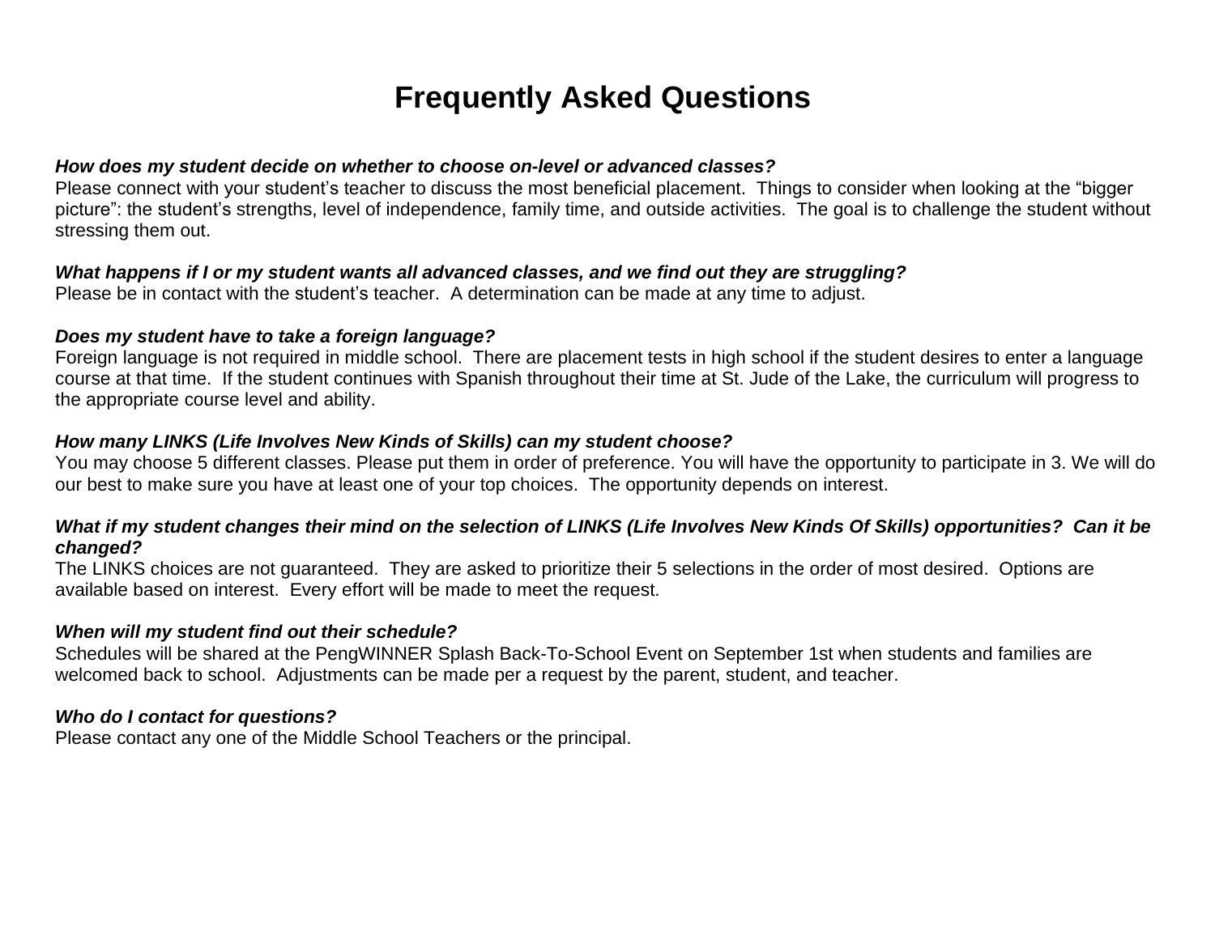# Frequently Asked Questions

***How does my student decide on whether to choose on-level or advanced classes?***
Please connect with your student's teacher to discuss the most beneficial placement. Things to consider when looking at the "bigger picture": the student's strengths, level of independence, family time, and outside activities. The goal is to challenge the student without stressing them out.

***What happens if I or my student wants all advanced classes, and we find out they are struggling?***
Please be in contact with the student's teacher. A determination can be made at any time to adjust.

***Does my student have to take a foreign language?***
Foreign language is not required in middle school. There are placement tests in high school if the student desires to enter a language course at that time. If the student continues with Spanish throughout their time at St. Jude of the Lake, the curriculum will progress to the appropriate course level and ability.

***How many LINKS (Life Involves New Kinds of Skills) can my student choose?***
You may choose 5 different classes. Please put them in order of preference. You will have the opportunity to participate in 3. We will do our best to make sure you have at least one of your top choices. The opportunity depends on interest.

***What if my student changes their mind on the selection of LINKS (Life Involves New Kinds Of Skills) opportunities? Can it be changed?***
The LINKS choices are not guaranteed. They are asked to prioritize their 5 selections in the order of most desired. Options are available based on interest. Every effort will be made to meet the request.

***When will my student find out their schedule?***
Schedules will be shared at the PengWINNER Splash Back-To-School Event on September 1st when students and families are welcomed back to school. Adjustments can be made per a request by the parent, student, and teacher.

***Who do I contact for questions?***
Please contact any one of the Middle School Teachers or the principal.